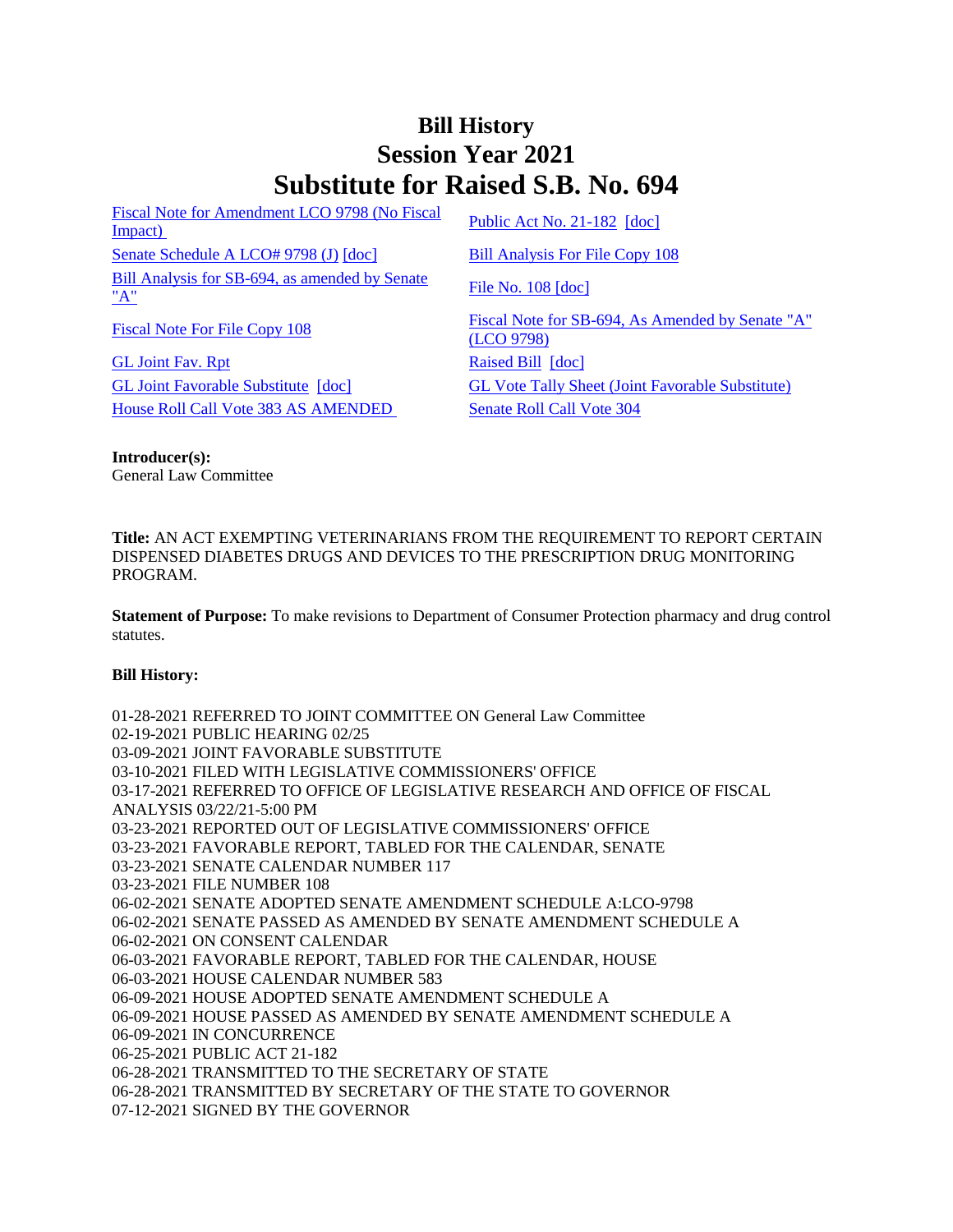# Bill History
# Session Year 2021
# Substitute for Raised S.B. No. 694

| | |
|---|---|
| Fiscal Note for Amendment LCO 9798 (No Fiscal Impact) | Public Act No. 21-182 [doc] |
| Senate Schedule A LCO# 9798 (J) [doc] | Bill Analysis For File Copy 108 |
| Bill Analysis for SB-694, as amended by Senate "A" | File No. 108 [doc] |
| Fiscal Note For File Copy 108 | Fiscal Note for SB-694, As Amended by Senate "A" (LCO 9798) |
| GL Joint Fav. Rpt | Raised Bill [doc] |
| GL Joint Favorable Substitute [doc] | GL Vote Tally Sheet (Joint Favorable Substitute) |
| House Roll Call Vote 383 AS AMENDED | Senate Roll Call Vote 304 |

**Introducer(s):**
General Law Committee

**Title:** AN ACT EXEMPTING VETERINARIANS FROM THE REQUIREMENT TO REPORT CERTAIN DISPENSED DIABETES DRUGS AND DEVICES TO THE PRESCRIPTION DRUG MONITORING PROGRAM.

**Statement of Purpose:** To make revisions to Department of Consumer Protection pharmacy and drug control statutes.

**Bill History:**

01-28-2021 REFERRED TO JOINT COMMITTEE ON General Law Committee
02-19-2021 PUBLIC HEARING 02/25
03-09-2021 JOINT FAVORABLE SUBSTITUTE
03-10-2021 FILED WITH LEGISLATIVE COMMISSIONERS' OFFICE
03-17-2021 REFERRED TO OFFICE OF LEGISLATIVE RESEARCH AND OFFICE OF FISCAL ANALYSIS 03/22/21-5:00 PM
03-23-2021 REPORTED OUT OF LEGISLATIVE COMMISSIONERS' OFFICE
03-23-2021 FAVORABLE REPORT, TABLED FOR THE CALENDAR, SENATE
03-23-2021 SENATE CALENDAR NUMBER 117
03-23-2021 FILE NUMBER 108
06-02-2021 SENATE ADOPTED SENATE AMENDMENT SCHEDULE A:LCO-9798
06-02-2021 SENATE PASSED AS AMENDED BY SENATE AMENDMENT SCHEDULE A
06-02-2021 ON CONSENT CALENDAR
06-03-2021 FAVORABLE REPORT, TABLED FOR THE CALENDAR, HOUSE
06-03-2021 HOUSE CALENDAR NUMBER 583
06-09-2021 HOUSE ADOPTED SENATE AMENDMENT SCHEDULE A
06-09-2021 HOUSE PASSED AS AMENDED BY SENATE AMENDMENT SCHEDULE A
06-09-2021 IN CONCURRENCE
06-25-2021 PUBLIC ACT 21-182
06-28-2021 TRANSMITTED TO THE SECRETARY OF STATE
06-28-2021 TRANSMITTED BY SECRETARY OF THE STATE TO GOVERNOR
07-12-2021 SIGNED BY THE GOVERNOR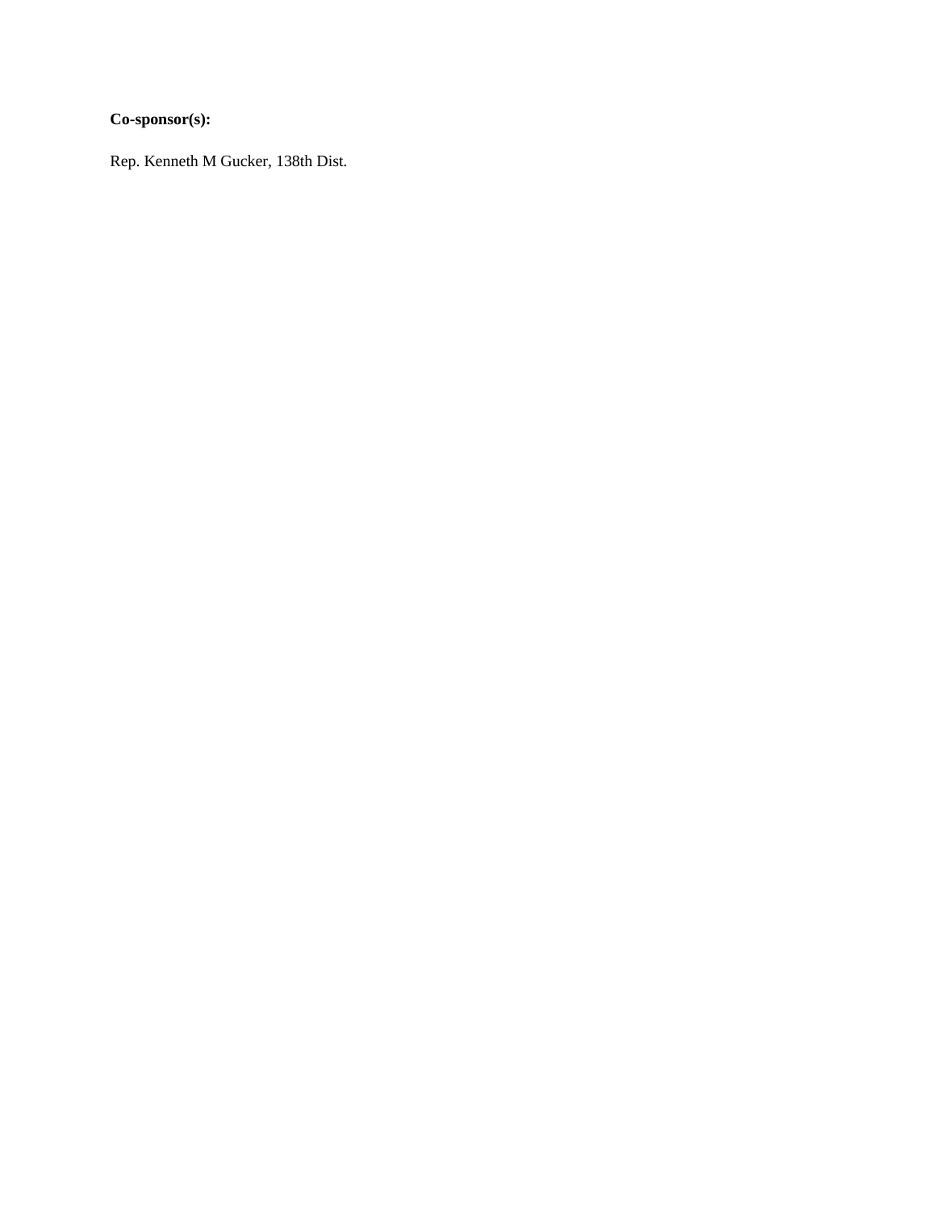**Co-sponsor(s):**

Rep. Kenneth M Gucker, 138th Dist.